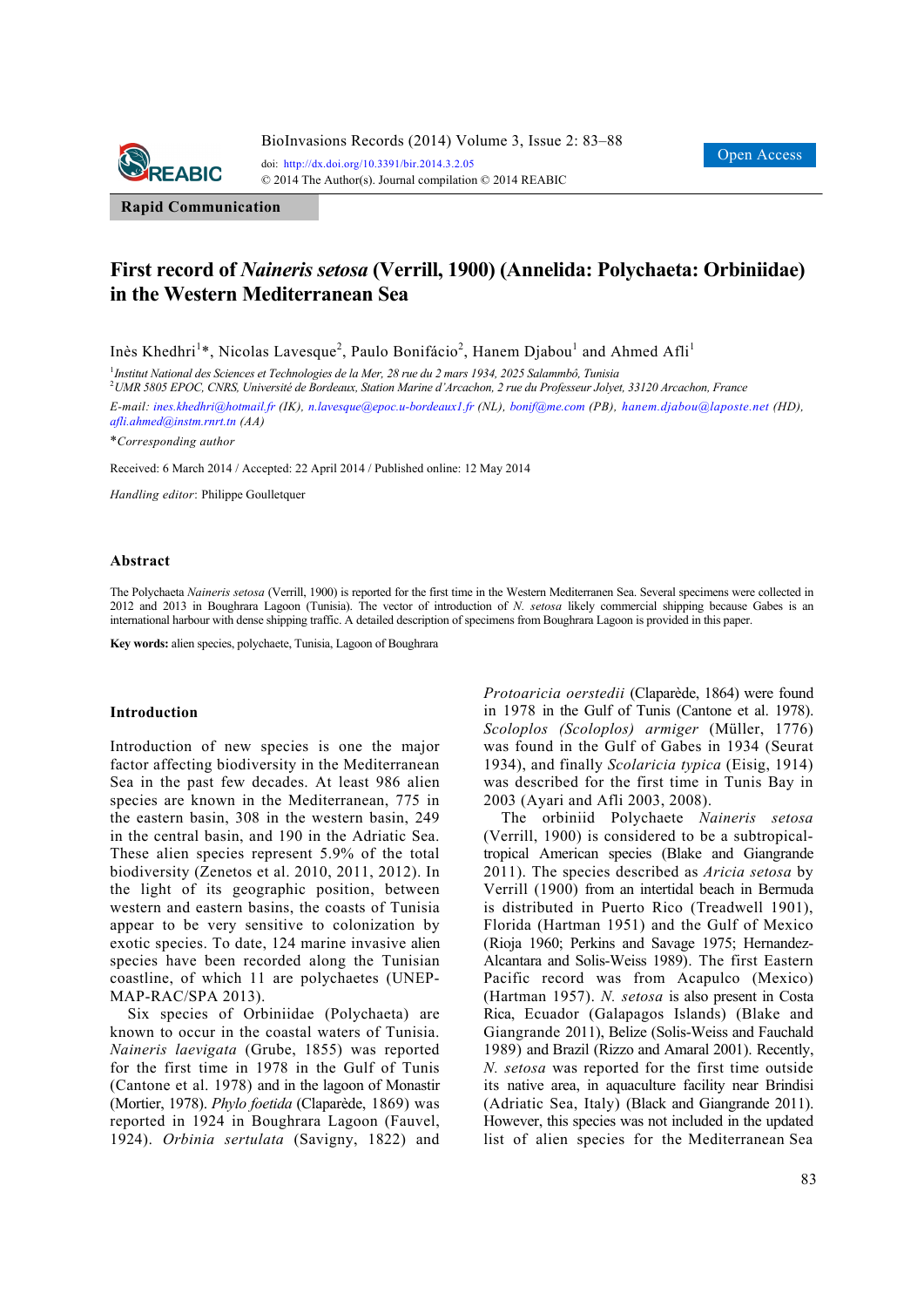Rapid Communication

# First record of *Naineris setosa* (Verrill, 1900) (Annelida: Polychaeta: Orbiniidae) in the Western Mediterranean Sea

Inès Khedhri[1]*, Nicolas Lavesque[2], Paulo Bonifácio[2], Hanem Djabou[1] and Ahmed Afli[1]

[1] *Institut National des Sciences et Technologies de la Mer, 28 rue du 2 mars 1934, 2025 Salammbô, Tunisia*
[2] *UMR 5805 EPOC, CNRS, Université de Bordeaux, Station Marine d'Arcachon, 2 rue du Professeur Jolyet, 33120 Arcachon, France*

*E-mail: ines.khedhri@hotmail.fr (IK), n.lavesque@epoc.u-bordeaux1.fr (NL), bonif@me.com (PB), hanem.djabou@laposte.net (HD), afli.ahmed@instm.rnrt.tn (AA)*

**Corresponding author*

Received: 6 March 2014 / Accepted: 22 April 2014 / Published online: 12 May 2014

*Handling editor*: Philippe Goulletquer

## Abstract

The Polychaeta *Naineris setosa* (Verrill, 1900) is reported for the first time in the Western Mediterranen Sea. Several specimens were collected in 2012 and 2013 in Boughrara Lagoon (Tunisia). The vector of introduction of *N. setosa* likely commercial shipping because Gabes is an international harbour with dense shipping traffic. A detailed description of specimens from Boughrara Lagoon is provided in this paper.

**Key words:** alien species, polychaete, Tunisia, Lagoon of Boughrara

## Introduction

Introduction of new species is one the major factor affecting biodiversity in the Mediterranean Sea in the past few decades. At least 986 alien species are known in the Mediterranean, 775 in the eastern basin, 308 in the western basin, 249 in the central basin, and 190 in the Adriatic Sea. These alien species represent 5.9% of the total biodiversity (Zenetos et al. 2010, 2011, 2012). In the light of its geographic position, between western and eastern basins, the coasts of Tunisia appear to be very sensitive to colonization by exotic species. To date, 124 marine invasive alien species have been recorded along the Tunisian coastline, of which 11 are polychaetes (UNEP-MAP-RAC/SPA 2013).

Six species of Orbiniidae (Polychaeta) are known to occur in the coastal waters of Tunisia. *Naineris laevigata* (Grube, 1855) was reported for the first time in 1978 in the Gulf of Tunis (Cantone et al. 1978) and in the lagoon of Monastir (Mortier, 1978). *Phylo foetida* (Claparède, 1869) was reported in 1924 in Boughrara Lagoon (Fauvel, 1924). *Orbinia sertulata* (Savigny, 1822) and *Protoaricia oerstedii* (Claparède, 1864) were found in 1978 in the Gulf of Tunis (Cantone et al. 1978). *Scoloplos (Scoloplos) armiger* (Müller, 1776) was found in the Gulf of Gabes in 1934 (Seurat 1934), and finally *Scolaricia typica* (Eisig, 1914) was described for the first time in Tunis Bay in 2003 (Ayari and Afli 2003, 2008).

The orbiniid Polychaete *Naineris setosa* (Verrill, 1900) is considered to be a subtropical-tropical American species (Blake and Giangrande 2011). The species described as *Aricia setosa* by Verrill (1900) from an intertidal beach in Bermuda is distributed in Puerto Rico (Treadwell 1901), Florida (Hartman 1951) and the Gulf of Mexico (Rioja 1960; Perkins and Savage 1975; Hernandez-Alcantara and Solis-Weiss 1989). The first Eastern Pacific record was from Acapulco (Mexico) (Hartman 1957). *N. setosa* is also present in Costa Rica, Ecuador (Galapagos Islands) (Blake and Giangrande 2011), Belize (Solis-Weiss and Fauchald 1989) and Brazil (Rizzo and Amaral 2001). Recently, *N. setosa* was reported for the first time outside its native area, in aquaculture facility near Brindisi (Adriatic Sea, Italy) (Black and Giangrande 2011). However, this species was not included in the updated list of alien species for the Mediterranean Sea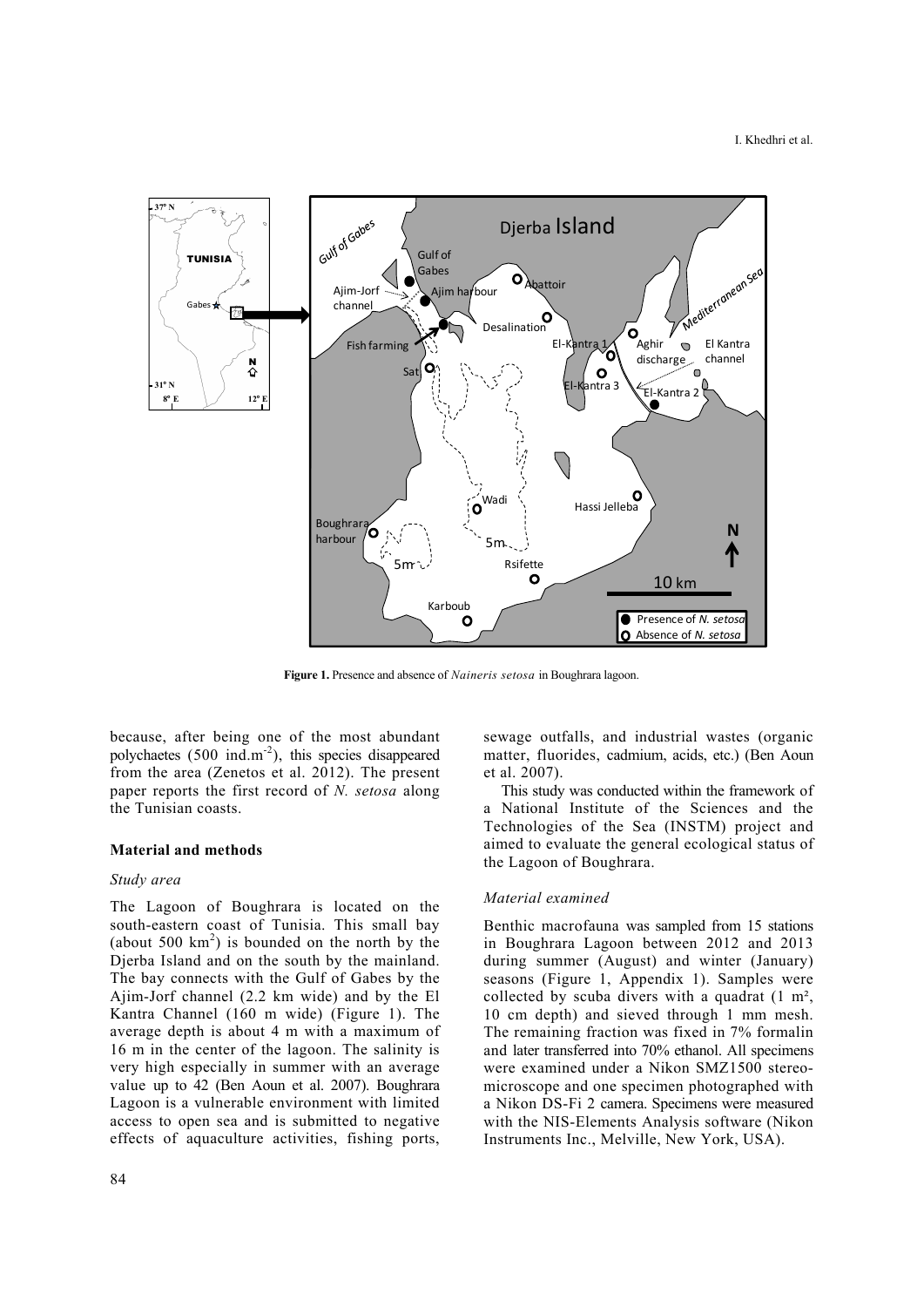**Figure 1.** Presence and absence of *Naineris setosa* in Boughrara lagoon.

because, after being one of the most abundant polychaetes (500 ind.m$^{-2}$), this species disappeared from the area (Zenetos et al. 2012). The present paper reports the first record of *N. setosa* along the Tunisian coasts.

## Material and methods

### Study area

The Lagoon of Boughrara is located on the south-eastern coast of Tunisia. This small bay (about 500 km$^2$) is bounded on the north by the Djerba Island and on the south by the mainland. The bay connects with the Gulf of Gabes by the Ajim-Jorf channel (2.2 km wide) and by the El Kantra Channel (160 m wide) (Figure 1). The average depth is about 4 m with a maximum of 16 m in the center of the lagoon. The salinity is very high especially in summer with an average value up to 42 (Ben Aoun et al. 2007). Boughrara Lagoon is a vulnerable environment with limited access to open sea and is submitted to negative effects of aquaculture activities, fishing ports, sewage outfalls, and industrial wastes (organic matter, fluorides, cadmium, acids, etc.) (Ben Aoun et al. 2007).

This study was conducted within the framework of a National Institute of the Sciences and the Technologies of the Sea (INSTM) project and aimed to evaluate the general ecological status of the Lagoon of Boughrara.

### Material examined

Benthic macrofauna was sampled from 15 stations in Boughrara Lagoon between 2012 and 2013 during summer (August) and winter (January) seasons (Figure 1, Appendix 1). Samples were collected by scuba divers with a quadrat (1 m², 10 cm depth) and sieved through 1 mm mesh. The remaining fraction was fixed in 7% formalin and later transferred into 70% ethanol. All specimens were examined under a Nikon SMZ1500 stereo-microscope and one specimen photographed with a Nikon DS-Fi 2 camera. Specimens were measured with the NIS-Elements Analysis software (Nikon Instruments Inc., Melville, New York, USA).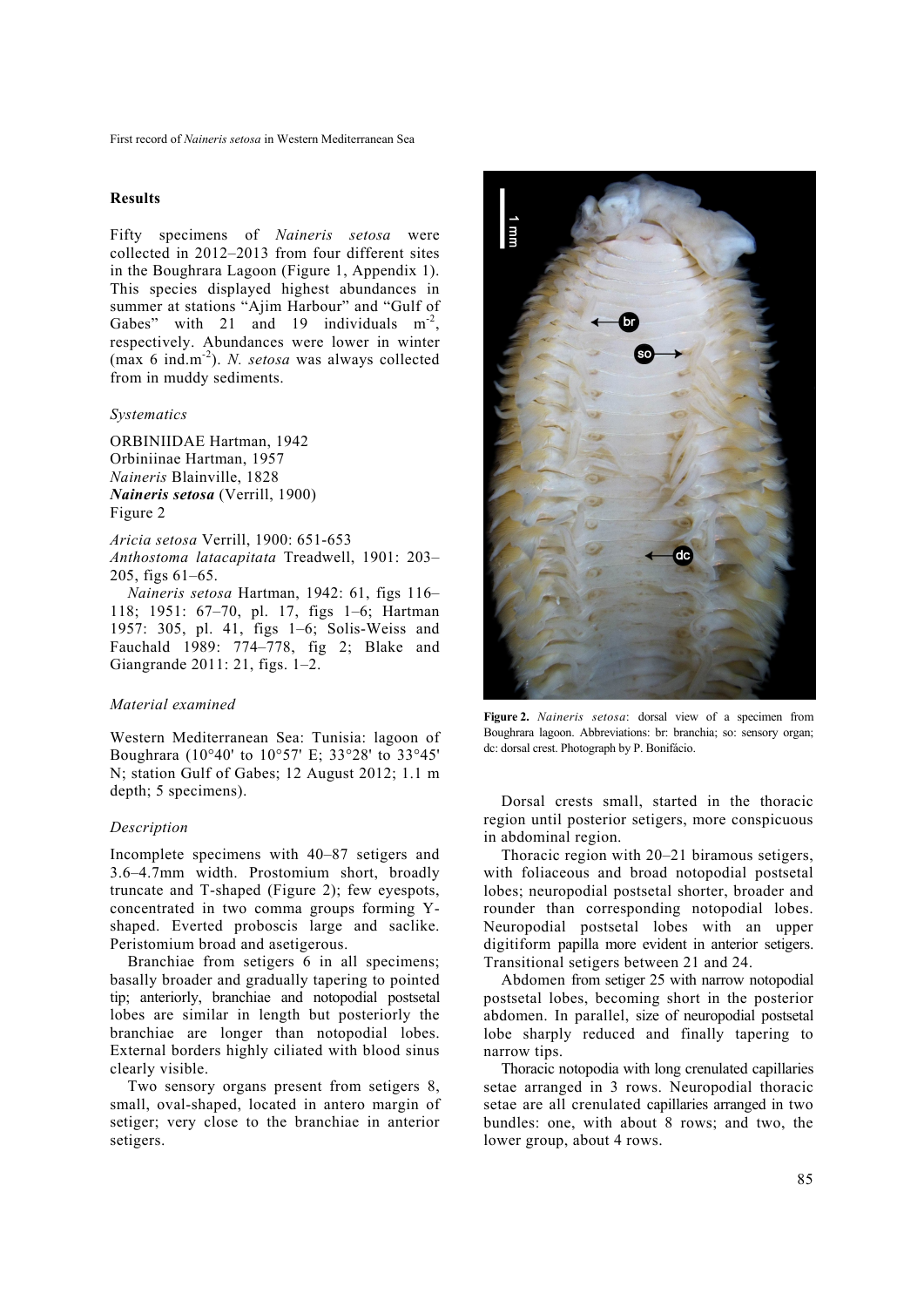## Results

Fifty specimens of *Naineris setosa* were collected in 2012–2013 from four different sites in the Boughrara Lagoon (Figure 1, Appendix 1). This species displayed highest abundances in summer at stations "Ajim Harbour" and "Gulf of Gabes" with 21 and 19 individuals m$^{-2}$, respectively. Abundances were lower in winter (max 6 ind.m$^{-2}$). *N. setosa* was always collected from in muddy sediments.

### Systematics

ORBINIIDAE Hartman, 1942
Orbiniinae Hartman, 1957
*Naineris* Blainville, 1828
***Naineris setosa*** (Verrill, 1900)
Figure 2

*Aricia setosa* Verrill, 1900: 651-653
*Anthostoma latacapitata* Treadwell, 1901: 203–205, figs 61–65.

*Naineris setosa* Hartman, 1942: 61, figs 116–118; 1951: 67–70, pl. 17, figs 1–6; Hartman 1957: 305, pl. 41, figs 1–6; Solis-Weiss and Fauchald 1989: 774–778, fig 2; Blake and Giangrande 2011: 21, figs. 1–2.

### Material examined

Western Mediterranean Sea: Tunisia: lagoon of Boughrara (10°40' to 10°57' E; 33°28' to 33°45' N; station Gulf of Gabes; 12 August 2012; 1.1 m depth; 5 specimens).

### Description

Incomplete specimens with 40–87 setigers and 3.6–4.7mm width. Prostomium short, broadly truncate and T-shaped (Figure 2); few eyespots, concentrated in two comma groups forming Y-shaped. Everted proboscis large and saclike. Peristomium broad and asetigerous.

Branchiae from setigers 6 in all specimens; basally broader and gradually tapering to pointed tip; anteriorly, branchiae and notopodial postsetal lobes are similar in length but posteriorly the branchiae are longer than notopodial lobes. External borders highly ciliated with blood sinus clearly visible.

Two sensory organs present from setigers 8, small, oval-shaped, located in antero margin of setiger; very close to the branchiae in anterior setigers.

**Figure 2.** *Naineris setosa*: dorsal view of a specimen from Boughrara lagoon. Abbreviations: br: branchia; so: sensory organ; dc: dorsal crest. Photograph by P. Bonifácio.

Dorsal crests small, started in the thoracic region until posterior setigers, more conspicuous in abdominal region.

Thoracic region with 20–21 biramous setigers, with foliaceous and broad notopodial postsetal lobes; neuropodial postsetal shorter, broader and rounder than corresponding notopodial lobes. Neuropodial postsetal lobes with an upper digitiform papilla more evident in anterior setigers. Transitional setigers between 21 and 24.

Abdomen from setiger 25 with narrow notopodial postsetal lobes, becoming short in the posterior abdomen. In parallel, size of neuropodial postsetal lobe sharply reduced and finally tapering to narrow tips.

Thoracic notopodia with long crenulated capillaries setae arranged in 3 rows. Neuropodial thoracic setae are all crenulated capillaries arranged in two bundles: one, with about 8 rows; and two, the lower group, about 4 rows.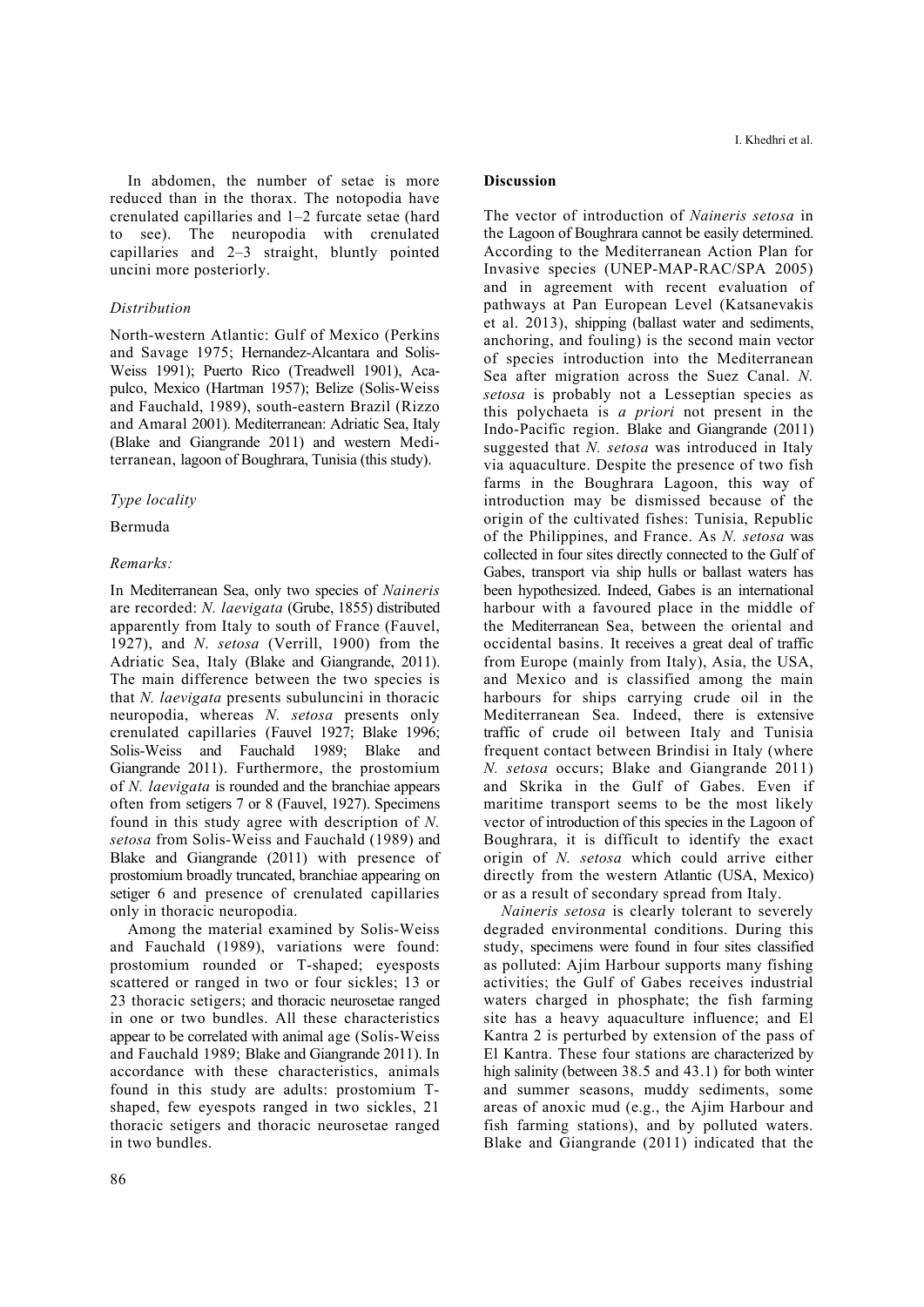In abdomen, the number of setae is more reduced than in the thorax. The notopodia have crenulated capillaries and 1–2 furcate setae (hard to see). The neuropodia with crenulated capillaries and 2–3 straight, bluntly pointed uncini more posteriorly.

### *Distribution*

North-western Atlantic: Gulf of Mexico (Perkins and Savage 1975; Hernandez-Alcantara and Solis-Weiss 1991); Puerto Rico (Treadwell 1901), Acapulco, Mexico (Hartman 1957); Belize (Solis-Weiss and Fauchald, 1989), south-eastern Brazil (Rizzo and Amaral 2001). Mediterranean: Adriatic Sea, Italy (Blake and Giangrande 2011) and western Mediterranean, lagoon of Boughrara, Tunisia (this study).

### *Type locality*

Bermuda

### *Remarks:*

In Mediterranean Sea, only two species of *Naineris* are recorded: *N. laevigata* (Grube, 1855) distributed apparently from Italy to south of France (Fauvel, 1927), and *N. setosa* (Verrill, 1900) from the Adriatic Sea, Italy (Blake and Giangrande, 2011). The main difference between the two species is that *N. laevigata* presents subuluncini in thoracic neuropodia, whereas *N. setosa* presents only crenulated capillaries (Fauvel 1927; Blake 1996; Solis-Weiss and Fauchald 1989; Blake and Giangrande 2011). Furthermore, the prostomium of *N. laevigata* is rounded and the branchiae appears often from setigers 7 or 8 (Fauvel, 1927). Specimens found in this study agree with description of *N. setosa* from Solis-Weiss and Fauchald (1989) and Blake and Giangrande (2011) with presence of prostomium broadly truncated, branchiae appearing on setiger 6 and presence of crenulated capillaries only in thoracic neuropodia.

Among the material examined by Solis-Weiss and Fauchald (1989), variations were found: prostomium rounded or T-shaped; eyesposts scattered or ranged in two or four sickles; 13 or 23 thoracic setigers; and thoracic neurosetae ranged in one or two bundles. All these characteristics appear to be correlated with animal age (Solis-Weiss and Fauchald 1989; Blake and Giangrande 2011). In accordance with these characteristics, animals found in this study are adults: prostomium T-shaped, few eyespots ranged in two sickles, 21 thoracic setigers and thoracic neurosetae ranged in two bundles.

## Discussion

The vector of introduction of *Naineris setosa* in the Lagoon of Boughrara cannot be easily determined. According to the Mediterranean Action Plan for Invasive species (UNEP-MAP-RAC/SPA 2005) and in agreement with recent evaluation of pathways at Pan European Level (Katsanevakis et al. 2013), shipping (ballast water and sediments, anchoring, and fouling) is the second main vector of species introduction into the Mediterranean Sea after migration across the Suez Canal. *N. setosa* is probably not a Lesseptian species as this polychaeta is *a priori* not present in the Indo-Pacific region. Blake and Giangrande (2011) suggested that *N. setosa* was introduced in Italy via aquaculture. Despite the presence of two fish farms in the Boughrara Lagoon, this way of introduction may be dismissed because of the origin of the cultivated fishes: Tunisia, Republic of the Philippines, and France. As *N. setosa* was collected in four sites directly connected to the Gulf of Gabes, transport via ship hulls or ballast waters has been hypothesized. Indeed, Gabes is an international harbour with a favoured place in the middle of the Mediterranean Sea, between the oriental and occidental basins. It receives a great deal of traffic from Europe (mainly from Italy), Asia, the USA, and Mexico and is classified among the main harbours for ships carrying crude oil in the Mediterranean Sea. Indeed, there is extensive traffic of crude oil between Italy and Tunisia frequent contact between Brindisi in Italy (where *N. setosa* occurs; Blake and Giangrande 2011) and Skrika in the Gulf of Gabes. Even if maritime transport seems to be the most likely vector of introduction of this species in the Lagoon of Boughrara, it is difficult to identify the exact origin of *N. setosa* which could arrive either directly from the western Atlantic (USA, Mexico) or as a result of secondary spread from Italy.

*Naineris setosa* is clearly tolerant to severely degraded environmental conditions. During this study, specimens were found in four sites classified as polluted: Ajim Harbour supports many fishing activities; the Gulf of Gabes receives industrial waters charged in phosphate; the fish farming site has a heavy aquaculture influence; and El Kantra 2 is perturbed by extension of the pass of El Kantra. These four stations are characterized by high salinity (between 38.5 and 43.1) for both winter and summer seasons, muddy sediments, some areas of anoxic mud (e.g., the Ajim Harbour and fish farming stations), and by polluted waters. Blake and Giangrande (2011) indicated that the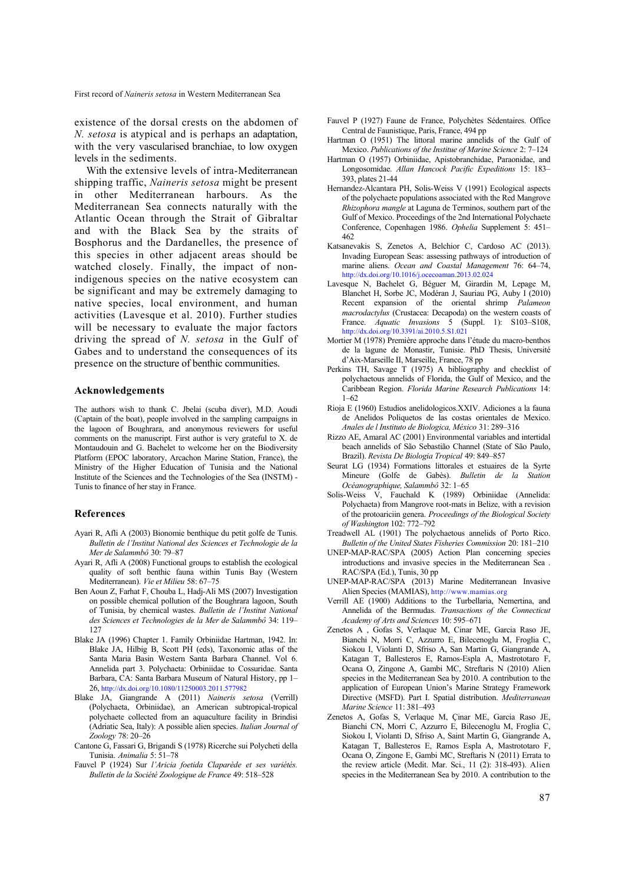existence of the dorsal crests on the abdomen of *N. setosa* is atypical and is perhaps an adaptation, with the very vascularised branchiae, to low oxygen levels in the sediments.

With the extensive levels of intra-Mediterranean shipping traffic, *Naineris setosa* might be present in other Mediterranean harbours. As the Mediterranean Sea connects naturally with the Atlantic Ocean through the Strait of Gibraltar and with the Black Sea by the straits of Bosphorus and the Dardanelles, the presence of this species in other adjacent areas should be watched closely. Finally, the impact of non-indigenous species on the native ecosystem can be significant and may be extremely damaging to native species, local environment, and human activities (Lavesque et al. 2010). Further studies will be necessary to evaluate the major factors driving the spread of *N. setosa* in the Gulf of Gabes and to understand the consequences of its presence on the structure of benthic communities.

## Acknowledgements

The authors wish to thank C. Jbelai (scuba diver), M.D. Aoudi (Captain of the boat), people involved in the sampling campaigns in the lagoon of Boughrara, and anonymous reviewers for useful comments on the manuscript. First author is very grateful to X. de Montaudouin and G. Bachelet to welcome her on the Biodiversity Platform (EPOC laboratory, Arcachon Marine Station, France), the Ministry of the Higher Education of Tunisia and the National Institute of the Sciences and the Technologies of the Sea (INSTM) - Tunis to finance of her stay in France.

## References

Ayari R, Afli A (2003) Bionomie benthique du petit golfe de Tunis. *Bulletin de l'Institut National des Sciences et Technologie de la Mer de Salammbô* 30: 79–87

Ayari R, Afli A (2008) Functional groups to establish the ecological quality of soft benthic fauna within Tunis Bay (Western Mediterranean). *Vie et Milieu* 58: 67–75

Ben Aoun Z, Farhat F, Chouba L, Hadj-Ali MS (2007) Investigation on possible chemical pollution of the Boughrara lagoon, South of Tunisia, by chemical wastes. *Bulletin de l'Institut National des Sciences et Technologies de la Mer de Salammbô* 34: 119–127

Blake JA (1996) Chapter 1. Family Orbiniidae Hartman, 1942. In: Blake JA, Hilbig B, Scott PH (eds), Taxonomic atlas of the Santa Maria Basin Western Santa Barbara Channel. Vol 6. Annelida part 3. Polychaeta: Orbiniidae to Cossuridae. Santa Barbara, CA: Santa Barbara Museum of Natural History, pp 1–26, http://dx.doi.org/10.1080/11250003.2011.577982

Blake JA, Giangrande A (2011) *Naineris setosa* (Verrill) (Polychaeta, Orbiniidae), an American subtropical-tropical polychaete collected from an aquaculture facility in Brindisi (Adriatic Sea, Italy): A possible alien species. *Italian Journal of Zoology* 78: 20–26

Cantone G, Fassari G, Brigandi S (1978) Ricerche sui Polycheti della Tunisia. *Animalia* 5: 51–78

Fauvel P (1924) Sur *l'Aricia foetida Claparède et ses variétés. Bulletin de la Société Zoologique de France* 49: 518–528

Fauvel P (1927) Faune de France, Polychètes Sédentaires. Office Central de Faunistique, Paris, France, 494 pp

Hartman O (1951) The littoral marine annelids of the Gulf of Mexico. *Publications of the Institue of Marine Science* 2: 7–124

Hartman O (1957) Orbiniidae, Apistobranchidae, Paraonidae, and Longosomidae. *Allan Hancock Pacific Expeditions* 15: 183–393, plates 21-44

Hernandez-Alcantara PH, Solis-Weiss V (1991) Ecological aspects of the polychaete populations associated with the Red Mangrove *Rhizophora mangle* at Laguna de Terminos, southern part of the Gulf of Mexico. Proceedings of the 2nd International Polychaete Conference, Copenhagen 1986. *Ophelia* Supplement 5: 451–462

Katsanevakis S, Zenetos A, Belchior C, Cardoso AC (2013). Invading European Seas: assessing pathways of introduction of marine aliens. *Ocean and Coastal Management* 76: 64–74, http://dx.doi.org/10.1016/j.ocecoaman.2013.02.024

Lavesque N, Bachelet G, Béguer M, Girardin M, Lepage M, Blanchet H, Sorbe JC, Modéran J, Sauriau PG, Auby I (2010) Recent expansion of the oriental shrimp *Palaemon macrodactylus* (Crustacea: Decapoda) on the western coasts of France. *Aquatic Invasions* 5 (Suppl. 1): S103–S108, http://dx.doi.org/10.3391/ai.2010.5.S1.021

Mortier M (1978) Première approche dans l'étude du macro-benthos de la lagune de Monastir, Tunisie. PhD Thesis, Université d'Aix-Marseille II, Marseille, France, 78 pp

Perkins TH, Savage T (1975) A bibliography and checklist of polychaetous annelids of Florida, the Gulf of Mexico, and the Caribbean Region. *Florida Marine Research Publications* 14: 1–62

Rioja E (1960) Estudios anelidologicos.XXIV. Adiciones a la fauna de Anelidos Poliquetos de las costas orientales de Mexico. *Anales de l Instituto de Biologica, México* 31: 289–316

Rizzo AE, Amaral AC (2001) Environmental variables and intertidal beach annelids of São Sebastião Channel (State of São Paulo, Brazil). *Revista De Biologia Tropical* 49: 849–857

Seurat LG (1934) Formations littorales et estuaires de la Syrte Mineure (Golfe de Gabès). *Bulletin de la Station Océanographique, Salammbô* 32: 1–65

Solis-Weiss V, Fauchald K (1989) Orbiniidae (Annelida: Polychaeta) from Mangrove root-mats in Belize, with a revision of the protoariciin genera. *Proceedings of the Biological Society of Washington* 102: 772–792

Treadwell AL (1901) The polychaetous annelids of Porto Rico. *Bulletin of the United States Fisheries Commission* 20: 181–210

UNEP-MAP-RAC/SPA (2005) Action Plan concerning species introductions and invasive species in the Mediterranean Sea . RAC/SPA (Ed.), Tunis, 30 pp

UNEP-MAP-RAC/SPA (2013) Marine Mediterranean Invasive Alien Species (MAMIAS), http://www.mamias.org

Verrill AE (1900) Additions to the Turbellaria, Nemertina, and Annelida of the Bermudas. *Transactions of the Connecticut Academy of Arts and Sciences* 10: 595–671

Zenetos A , Gofas S, Verlaque M, Cinar ME, Garcia Raso JE, Bianchi N, Morri C, Azzurro E, Bilecenoglu M, Froglia C, Siokou I, Violanti D, Sfriso A, San Martin G, Giangrande A, Katagan T, Ballesteros E, Ramos-Espla A, Mastrototaro F, Ocana O, Zingone A, Gambi MC, Streftaris N (2010) Alien species in the Mediterranean Sea by 2010. A contribution to the application of European Union's Marine Strategy Framework Directive (MSFD). Part I. Spatial distribution. *Mediterranean Marine Science* 11: 381–493

Zenetos A, Gofas S, Verlaque M, Çinar ME, Garcia Raso JE, Bianchi CN, Morri C, Azzurro E, Bilecenoglu M, Froglia C, Siokou I, Violanti D, Sfriso A, Saint Martin G, Giangrande A, Katagan T, Ballesteros E, Ramos Espla A, Mastrototaro F, Ocana O, Zingone E, Gambi MC, Streftaris N (2011) Errata to the review article (Medit. Mar. Sci., 11 (2): 318-493). Alien species in the Mediterranean Sea by 2010. A contribution to the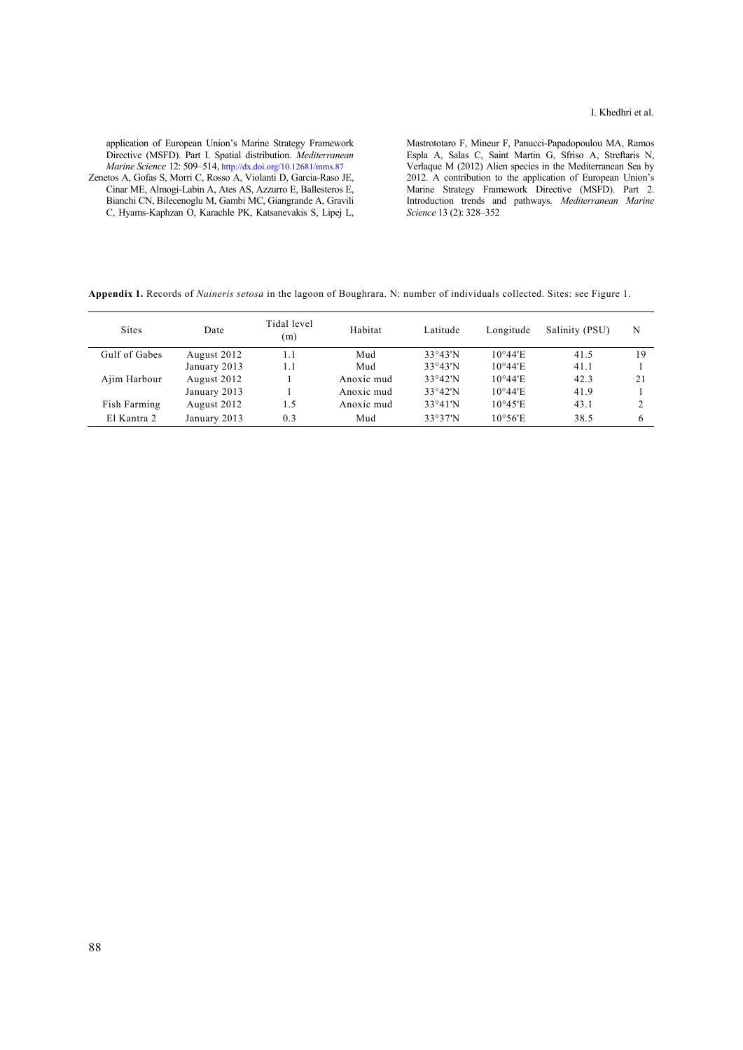application of European Union's Marine Strategy Framework Directive (MSFD). Part I. Spatial distribution. *Mediterranean Marine Science* 12: 509–514, http://dx.doi.org/10.12681/mms.87

Zenetos A, Gofas S, Morri C, Rosso A, Violanti D, Garcia-Raso JE, Cinar ME, Almogi-Labin A, Ates AS, Azzurro E, Ballesteros E, Bianchi CN, Bilecenoglu M, Gambi MC, Giangrande A, Gravili C, Hyams-Kaphzan O, Karachle PK, Katsanevakis S, Lipej L, Mastrototaro F, Mineur F, Panucci-Papadopoulou MA, Ramos Espla A, Salas C, Saint Martin G, Sfriso A, Streftaris N, Verlaque M (2012) Alien species in the Mediterranean Sea by 2012. A contribution to the application of European Union's Marine Strategy Framework Directive (MSFD). Part 2. Introduction trends and pathways. *Mediterranean Marine Science* 13 (2): 328–352

**Appendix 1.** Records of *Naineris setosa* in the lagoon of Boughrara. N: number of individuals collected. Sites: see Figure 1.

| Sites | Date | Tidal level (m) | Habitat | Latitude | Longitude | Salinity (PSU) | N |
|---|---|---|---|---|---|---|---|
| Gulf of Gabes | August 2012 | 1.1 | Mud | 33°43'N | 10°44'E | 41.5 | 19 |
| | January 2013 | 1.1 | Mud | 33°43'N | 10°44'E | 41.1 | 1 |
| Ajim Harbour | August 2012 | 1 | Anoxic mud | 33°42'N | 10°44'E | 42.3 | 21 |
| | January 2013 | 1 | Anoxic mud | 33°42'N | 10°44'E | 41.9 | 1 |
| Fish Farming | August 2012 | 1.5 | Anoxic mud | 33°41'N | 10°45'E | 43.1 | 2 |
| El Kantra 2 | January 2013 | 0.3 | Mud | 33°37'N | 10°56'E | 38.5 | 6 |